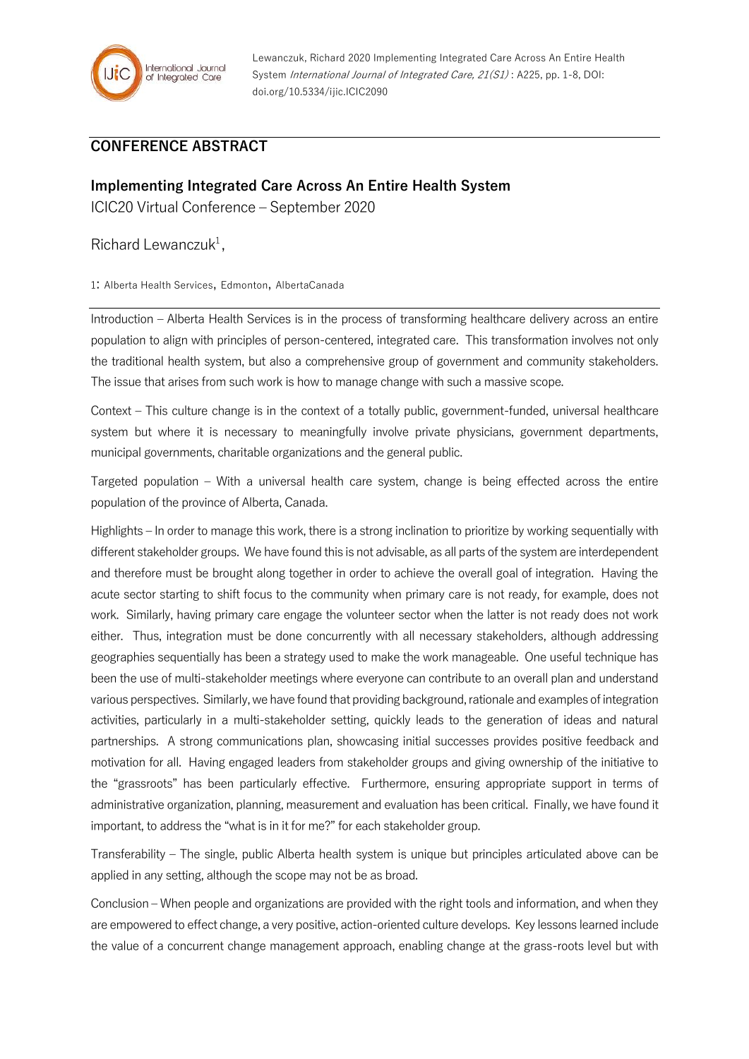Lewanczuk, Richard 2020 Implementing Integrated Care Across An Entire Health System *International Journal of Integrated Care, 21(S1)* : A225, pp. 1-8, DOI: doi.org/10.5334/ijic.ICIC2090

## CONFERENCE ABSTRACT

# Implementing Integrated Care Across An Entire Health System

ICIC20 Virtual Conference – September 2020

Richard Lewanczuk[1],

1: Alberta Health Services, Edmonton, AlbertaCanada

---

Introduction – Alberta Health Services is in the process of transforming healthcare delivery across an entire population to align with principles of person-centered, integrated care. This transformation involves not only the traditional health system, but also a comprehensive group of government and community stakeholders. The issue that arises from such work is how to manage change with such a massive scope.

Context – This culture change is in the context of a totally public, government-funded, universal healthcare system but where it is necessary to meaningfully involve private physicians, government departments, municipal governments, charitable organizations and the general public.

Targeted population – With a universal health care system, change is being effected across the entire population of the province of Alberta, Canada.

Highlights – In order to manage this work, there is a strong inclination to prioritize by working sequentially with different stakeholder groups. We have found this is not advisable, as all parts of the system are interdependent and therefore must be brought along together in order to achieve the overall goal of integration. Having the acute sector starting to shift focus to the community when primary care is not ready, for example, does not work. Similarly, having primary care engage the volunteer sector when the latter is not ready does not work either. Thus, integration must be done concurrently with all necessary stakeholders, although addressing geographies sequentially has been a strategy used to make the work manageable. One useful technique has been the use of multi-stakeholder meetings where everyone can contribute to an overall plan and understand various perspectives. Similarly, we have found that providing background, rationale and examples of integration activities, particularly in a multi-stakeholder setting, quickly leads to the generation of ideas and natural partnerships. A strong communications plan, showcasing initial successes provides positive feedback and motivation for all. Having engaged leaders from stakeholder groups and giving ownership of the initiative to the "grassroots" has been particularly effective. Furthermore, ensuring appropriate support in terms of administrative organization, planning, measurement and evaluation has been critical. Finally, we have found it important, to address the "what is in it for me?" for each stakeholder group.

Transferability – The single, public Alberta health system is unique but principles articulated above can be applied in any setting, although the scope may not be as broad.

Conclusion – When people and organizations are provided with the right tools and information, and when they are empowered to effect change, a very positive, action-oriented culture develops. Key lessons learned include the value of a concurrent change management approach, enabling change at the grass-roots level but with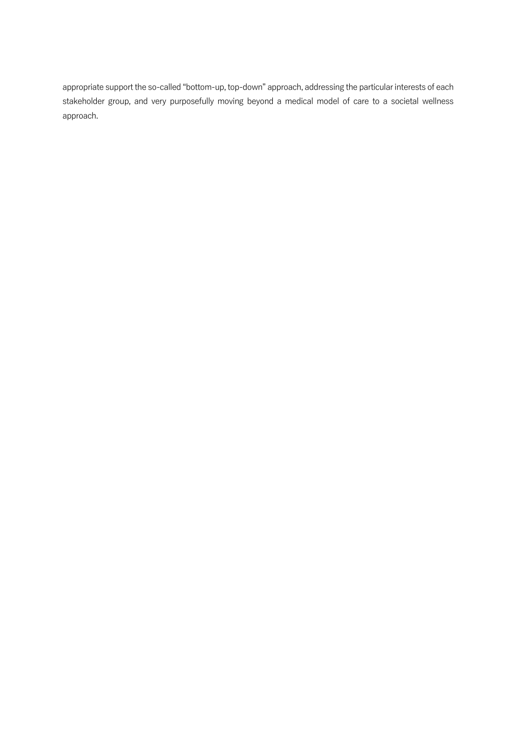appropriate support the so-called "bottom-up, top-down" approach, addressing the particular interests of each stakeholder group, and very purposefully moving beyond a medical model of care to a societal wellness approach.